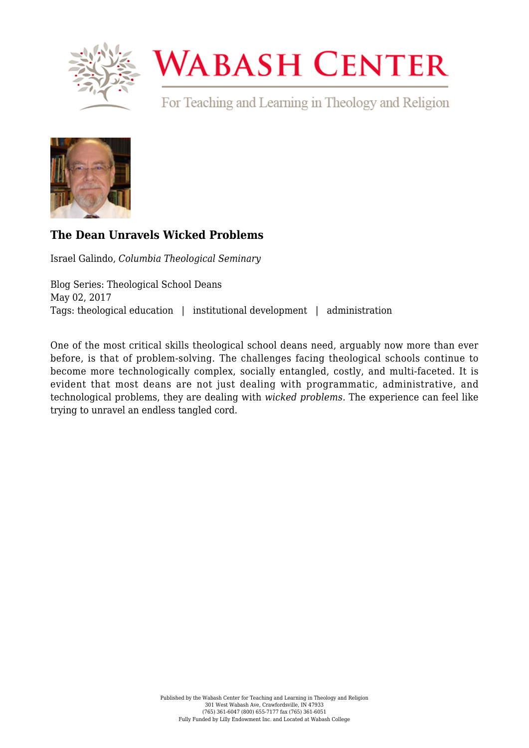# The Dean Unravels Wicked Problems

Israel Galindo, *Columbia Theological Seminary*

Blog Series: Theological School Deans
May 02, 2017
Tags: theological education | institutional development | administration

One of the most critical skills theological school deans need, arguably now more than ever before, is that of problem-solving. The challenges facing theological schools continue to become more technologically complex, socially entangled, costly, and multi-faceted. It is evident that most deans are not just dealing with programmatic, administrative, and technological problems, they are dealing with *wicked problems*. The experience can feel like trying to unravel an endless tangled cord.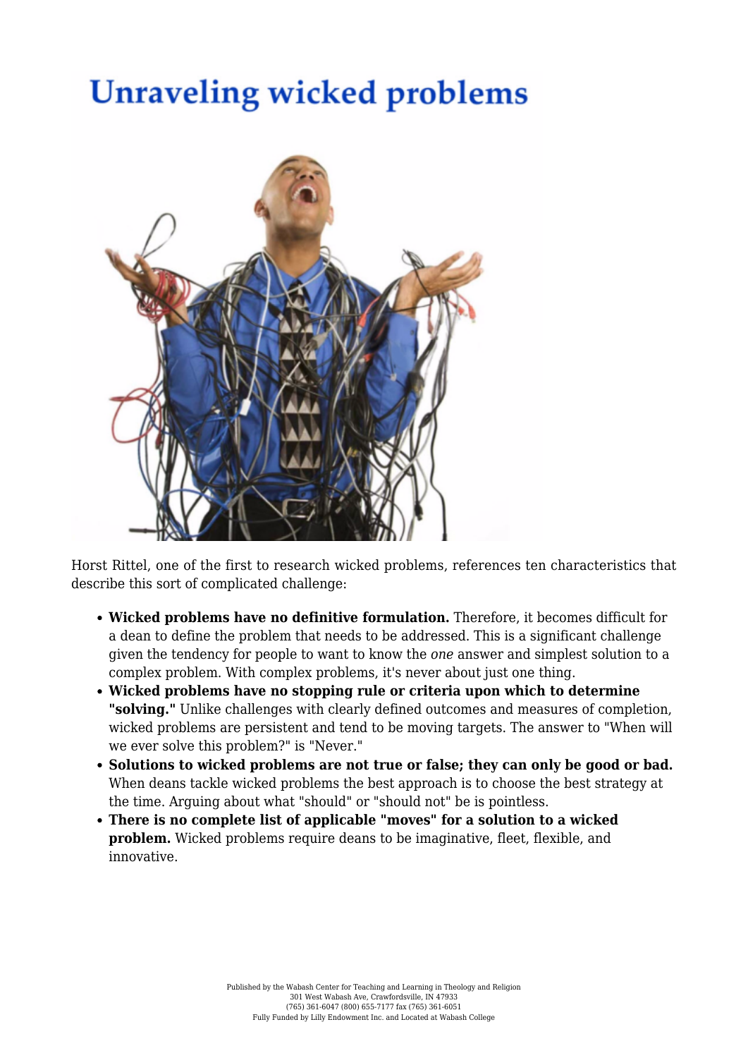# Unraveling wicked problems

Horst Rittel, one of the first to research wicked problems, references ten characteristics that describe this sort of complicated challenge:

- **Wicked problems have no definitive formulation.** Therefore, it becomes difficult for a dean to define the problem that needs to be addressed. This is a significant challenge given the tendency for people to want to know the *one* answer and simplest solution to a complex problem. With complex problems, it's never about just one thing.
- **Wicked problems have no stopping rule or criteria upon which to determine "solving."** Unlike challenges with clearly defined outcomes and measures of completion, wicked problems are persistent and tend to be moving targets. The answer to "When will we ever solve this problem?" is "Never."
- **Solutions to wicked problems are not true or false; they can only be good or bad.** When deans tackle wicked problems the best approach is to choose the best strategy at the time. Arguing about what "should" or "should not" be is pointless.
- **There is no complete list of applicable "moves" for a solution to a wicked problem.** Wicked problems require deans to be imaginative, fleet, flexible, and innovative.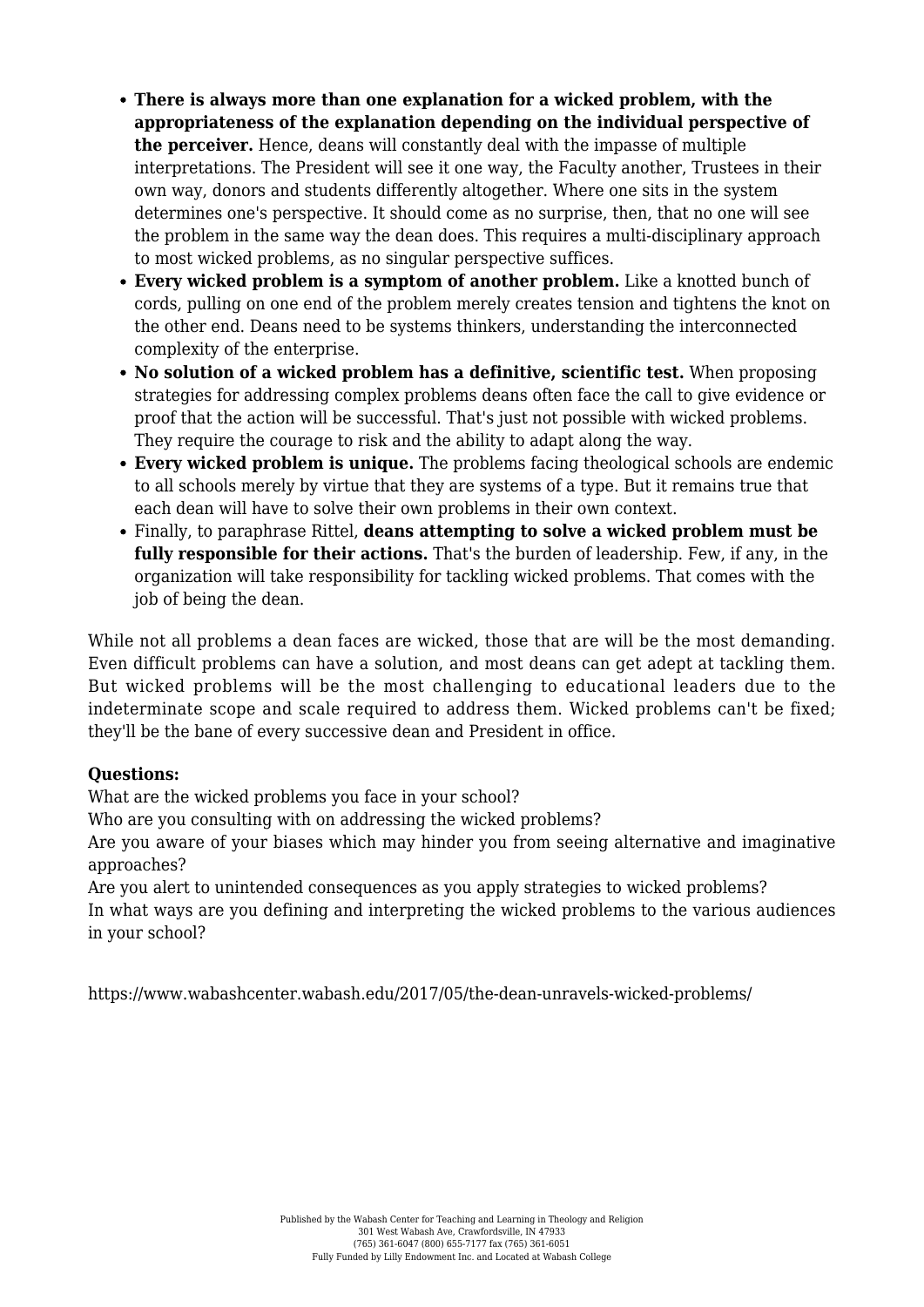- **There is always more than one explanation for a wicked problem, with the appropriateness of the explanation depending on the individual perspective of the perceiver.** Hence, deans will constantly deal with the impasse of multiple interpretations. The President will see it one way, the Faculty another, Trustees in their own way, donors and students differently altogether. Where one sits in the system determines one's perspective. It should come as no surprise, then, that no one will see the problem in the same way the dean does. This requires a multi-disciplinary approach to most wicked problems, as no singular perspective suffices.
- **Every wicked problem is a symptom of another problem.** Like a knotted bunch of cords, pulling on one end of the problem merely creates tension and tightens the knot on the other end. Deans need to be systems thinkers, understanding the interconnected complexity of the enterprise.
- **No solution of a wicked problem has a definitive, scientific test.** When proposing strategies for addressing complex problems deans often face the call to give evidence or proof that the action will be successful. That's just not possible with wicked problems. They require the courage to risk and the ability to adapt along the way.
- **Every wicked problem is unique.** The problems facing theological schools are endemic to all schools merely by virtue that they are systems of a type. But it remains true that each dean will have to solve their own problems in their own context.
- Finally, to paraphrase Rittel, **deans attempting to solve a wicked problem must be fully responsible for their actions.** That's the burden of leadership. Few, if any, in the organization will take responsibility for tackling wicked problems. That comes with the job of being the dean.

While not all problems a dean faces are wicked, those that are will be the most demanding. Even difficult problems can have a solution, and most deans can get adept at tackling them. But wicked problems will be the most challenging to educational leaders due to the indeterminate scope and scale required to address them. Wicked problems can't be fixed; they'll be the bane of every successive dean and President in office.

**Questions:**

What are the wicked problems you face in your school?
Who are you consulting with on addressing the wicked problems?
Are you aware of your biases which may hinder you from seeing alternative and imaginative approaches?
Are you alert to unintended consequences as you apply strategies to wicked problems?
In what ways are you defining and interpreting the wicked problems to the various audiences in your school?

https://www.wabashcenter.wabash.edu/2017/05/the-dean-unravels-wicked-problems/